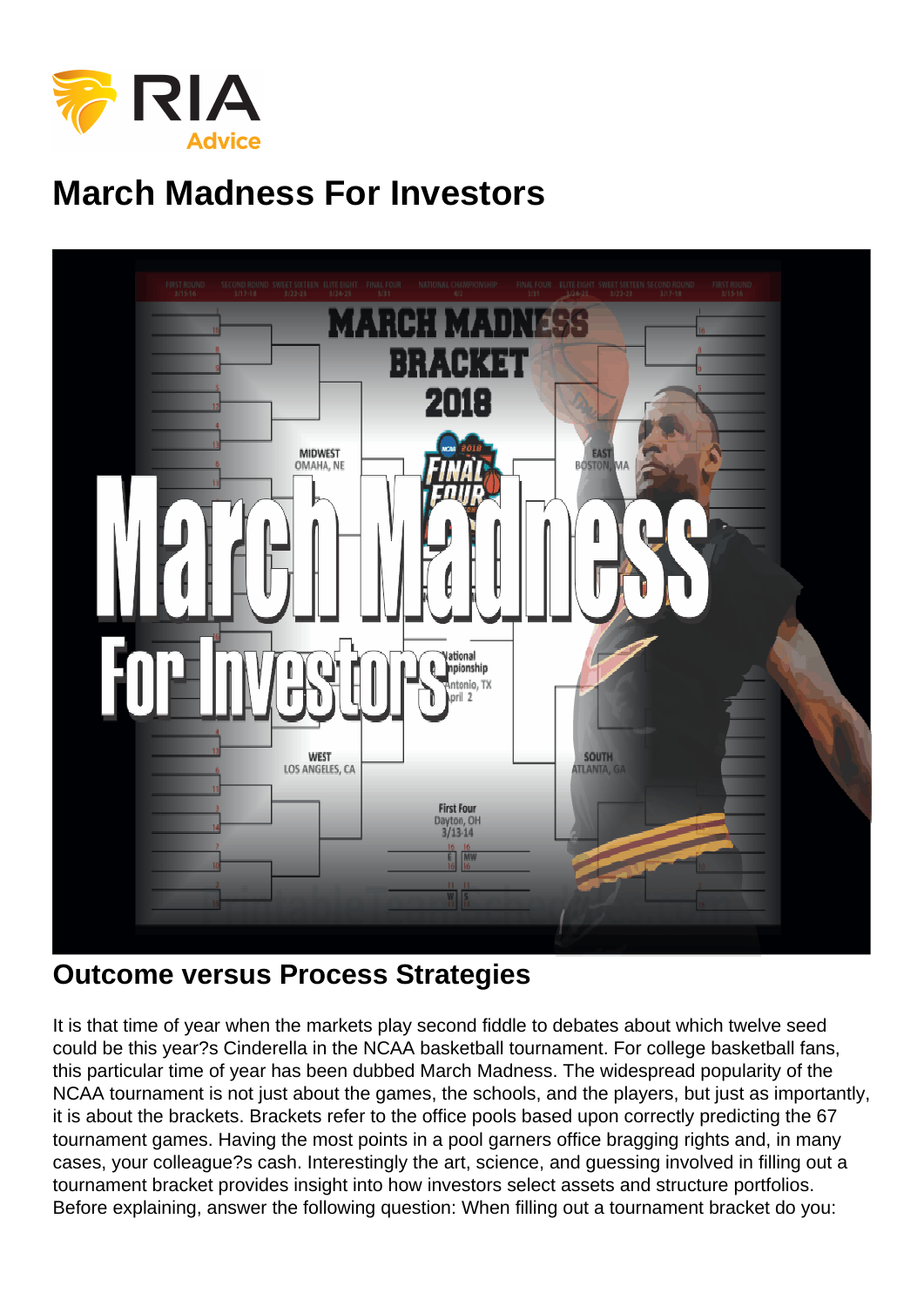# March Madness For Investors

## Outcome versus Process Strategies

It is that time of year when the markets play second fiddle to debates about which twelve seed could be this year?s Cinderella in the NCAA basketball tournament. For college basketball fans, this particular time of year has been dubbed March Madness. The widespread popularity of the NCAA tournament is not just about the games, the schools, and the players, but just as importantly, it is about the brackets. Brackets refer to the office pools based upon correctly predicting the 67 tournament games. Having the most points in a pool garners office bragging rights and, in many cases, your colleague?s cash. Interestingly the art, science, and guessing involved in filling out a tournament bracket provides insight into how investors select assets and structure portfolios. Before explaining, answer the following question: When filling out a tournament bracket do you: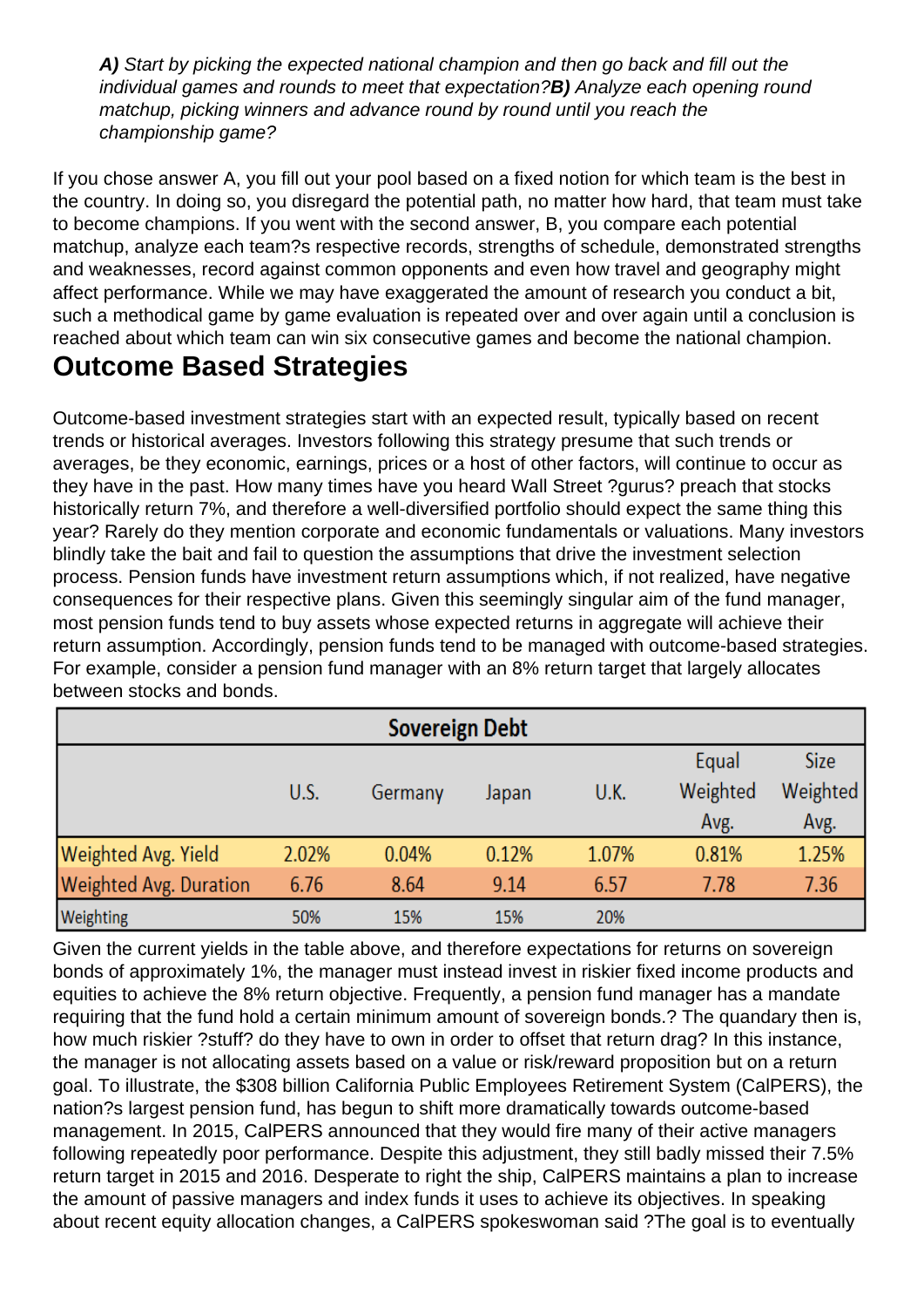***A)*** *Start by picking the expected national champion and then go back and fill out the individual games and rounds to meet that expectation?**B)** Analyze each opening round matchup, picking winners and advance round by round until you reach the championship game?*

If you chose answer A, you fill out your pool based on a fixed notion for which team is the best in the country. In doing so, you disregard the potential path, no matter how hard, that team must take to become champions. If you went with the second answer, B, you compare each potential matchup, analyze each team?s respective records, strengths of schedule, demonstrated strengths and weaknesses, record against common opponents and even how travel and geography might affect performance. While we may have exaggerated the amount of research you conduct a bit, such a methodical game by game evaluation is repeated over and over again until a conclusion is reached about which team can win six consecutive games and become the national champion.

## Outcome Based Strategies

Outcome-based investment strategies start with an expected result, typically based on recent trends or historical averages. Investors following this strategy presume that such trends or averages, be they economic, earnings, prices or a host of other factors, will continue to occur as they have in the past. How many times have you heard Wall Street ?gurus? preach that stocks historically return 7%, and therefore a well-diversified portfolio should expect the same thing this year? Rarely do they mention corporate and economic fundamentals or valuations. Many investors blindly take the bait and fail to question the assumptions that drive the investment selection process. Pension funds have investment return assumptions which, if not realized, have negative consequences for their respective plans. Given this seemingly singular aim of the fund manager, most pension funds tend to buy assets whose expected returns in aggregate will achieve their return assumption. Accordingly, pension funds tend to be managed with outcome-based strategies. For example, consider a pension fund manager with an 8% return target that largely allocates between stocks and bonds.

| Sovereign Debt | | | | | | |
|---|---|---|---|---|---|---|
| | U.S. | Germany | Japan | U.K. | Equal Weighted Avg. | Size Weighted Avg. |
| Weighted Avg. Yield | 2.02% | 0.04% | 0.12% | 1.07% | 0.81% | 1.25% |
| Weighted Avg. Duration | 6.76 | 8.64 | 9.14 | 6.57 | 7.78 | 7.36 |
| Weighting | 50% | 15% | 15% | 20% | | |

Given the current yields in the table above, and therefore expectations for returns on sovereign bonds of approximately 1%, the manager must instead invest in riskier fixed income products and equities to achieve the 8% return objective. Frequently, a pension fund manager has a mandate requiring that the fund hold a certain minimum amount of sovereign bonds.? The quandary then is, how much riskier ?stuff? do they have to own in order to offset that return drag? In this instance, the manager is not allocating assets based on a value or risk/reward proposition but on a return goal. To illustrate, the $308 billion California Public Employees Retirement System (CalPERS), the nation?s largest pension fund, has begun to shift more dramatically towards outcome-based management. In 2015, CalPERS announced that they would fire many of their active managers following repeatedly poor performance. Despite this adjustment, they still badly missed their 7.5% return target in 2015 and 2016. Desperate to right the ship, CalPERS maintains a plan to increase the amount of passive managers and index funds it uses to achieve its objectives. In speaking about recent equity allocation changes, a CalPERS spokeswoman said ?The goal is to eventually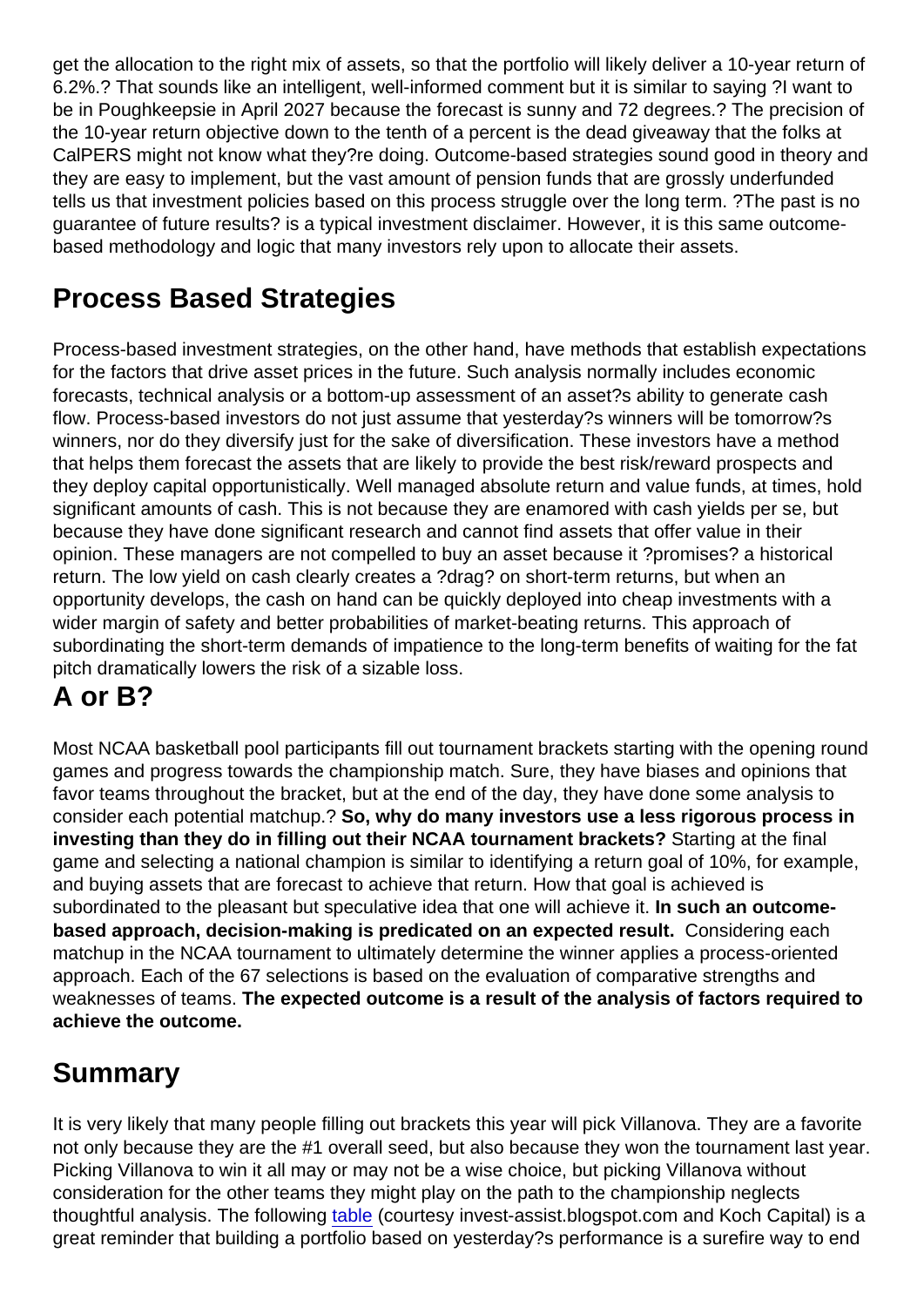get the allocation to the right mix of assets, so that the portfolio will likely deliver a 10-year return of 6.2%.? That sounds like an intelligent, well-informed comment but it is similar to saying ?I want to be in Poughkeepsie in April 2027 because the forecast is sunny and 72 degrees.? The precision of the 10-year return objective down to the tenth of a percent is the dead giveaway that the folks at CalPERS might not know what they?re doing. Outcome-based strategies sound good in theory and they are easy to implement, but the vast amount of pension funds that are grossly underfunded tells us that investment policies based on this process struggle over the long term. ?The past is no guarantee of future results? is a typical investment disclaimer. However, it is this same outcome-based methodology and logic that many investors rely upon to allocate their assets.

## Process Based Strategies

Process-based investment strategies, on the other hand, have methods that establish expectations for the factors that drive asset prices in the future. Such analysis normally includes economic forecasts, technical analysis or a bottom-up assessment of an asset?s ability to generate cash flow. Process-based investors do not just assume that yesterday?s winners will be tomorrow?s winners, nor do they diversify just for the sake of diversification. These investors have a method that helps them forecast the assets that are likely to provide the best risk/reward prospects and they deploy capital opportunistically. Well managed absolute return and value funds, at times, hold significant amounts of cash. This is not because they are enamored with cash yields per se, but because they have done significant research and cannot find assets that offer value in their opinion. These managers are not compelled to buy an asset because it ?promises? a historical return. The low yield on cash clearly creates a ?drag? on short-term returns, but when an opportunity develops, the cash on hand can be quickly deployed into cheap investments with a wider margin of safety and better probabilities of market-beating returns. This approach of subordinating the short-term demands of impatience to the long-term benefits of waiting for the fat pitch dramatically lowers the risk of a sizable loss.

## A or B?

Most NCAA basketball pool participants fill out tournament brackets starting with the opening round games and progress towards the championship match. Sure, they have biases and opinions that favor teams throughout the bracket, but at the end of the day, they have done some analysis to consider each potential matchup.? **So, why do many investors use a less rigorous process in investing than they do in filling out their NCAA tournament brackets?** Starting at the final game and selecting a national champion is similar to identifying a return goal of 10%, for example, and buying assets that are forecast to achieve that return. How that goal is achieved is subordinated to the pleasant but speculative idea that one will achieve it. **In such an outcome-based approach, decision-making is predicated on an expected result.** Considering each matchup in the NCAA tournament to ultimately determine the winner applies a process-oriented approach. Each of the 67 selections is based on the evaluation of comparative strengths and weaknesses of teams. **The expected outcome is a result of the analysis of factors required to achieve the outcome.**

## Summary

It is very likely that many people filling out brackets this year will pick Villanova. They are a favorite not only because they are the #1 overall seed, but also because they won the tournament last year. Picking Villanova to win it all may or may not be a wise choice, but picking Villanova without consideration for the other teams they might play on the path to the championship neglects thoughtful analysis. The following table (courtesy invest-assist.blogspot.com and Koch Capital) is a great reminder that building a portfolio based on yesterday?s performance is a surefire way to end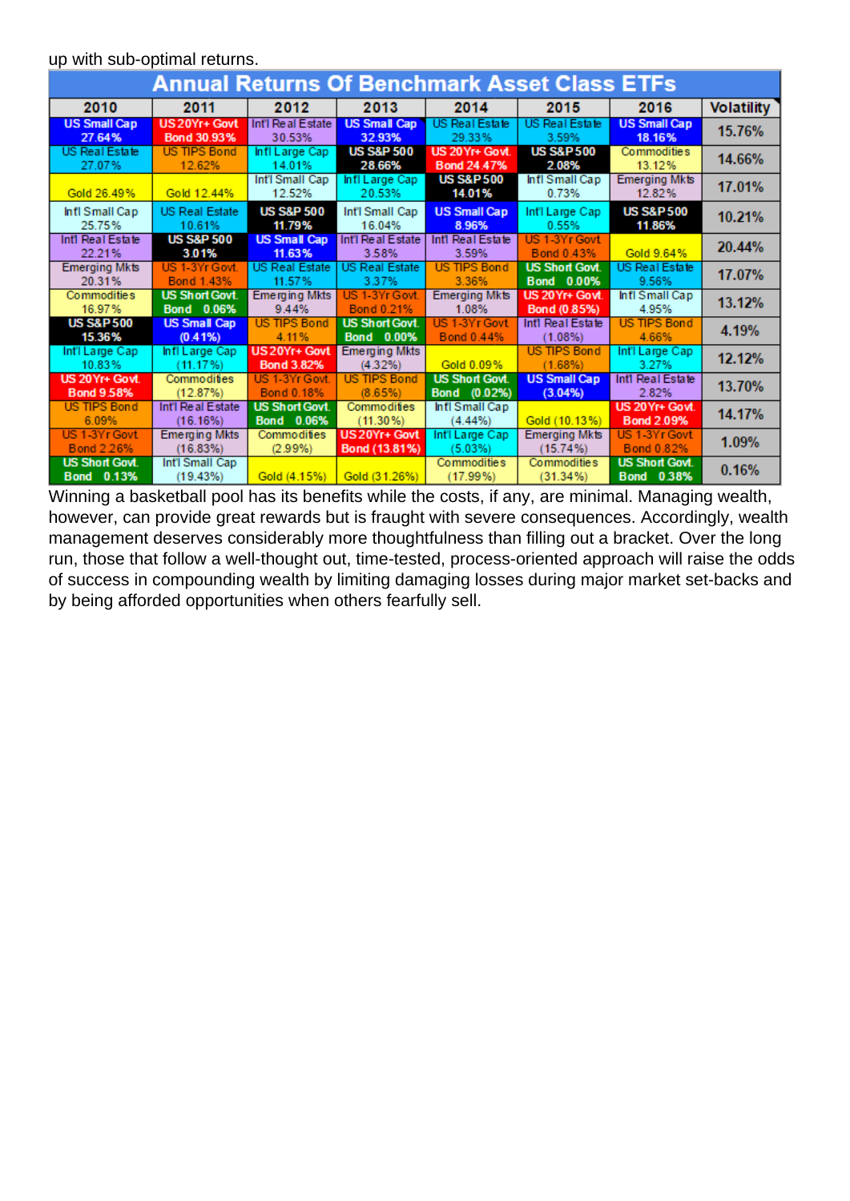up with sub-optimal returns.

## Annual Returns Of Benchmark Asset Class ETFs

| 2010 | 2011 | 2012 | 2013 | 2014 | 2015 | 2016 | Volatility |
|---|---|---|---|---|---|---|---|
| US Small Cap 27.64% | US 20Yr+ Govt Bond 30.93% | Int'l Real Estate 30.53% | US Small Cap 32.93% | US Real Estate 29.33% | US Real Estate 3.59% | US Small Cap 18.16% | 15.76% |
| US Real Estate 27.07% | US TIPS Bond 12.62% | Int'l Large Cap 14.01% | US S&P 500 28.66% | US 20Yr+ Govt. Bond 24.47% | US S&P 500 2.08% | Commodities 13.12% | 14.66% |
| Gold 26.49% | Gold 12.44% | Int'l Small Cap 12.52% | Int'l Large Cap 20.53% | US S&P 500 14.01% | Int'l Small Cap 0.73% | Emerging Mkts 12.82% | 17.01% |
| Int'l Small Cap 25.75% | US Real Estate 10.61% | US S&P 500 11.79% | Int'l Small Cap 16.04% | US Small Cap 8.96% | Int'l Large Cap 0.55% | US S&P 500 11.86% | 10.21% |
| Int'l Real Estate 22.21% | US S&P 500 3.01% | US Small Cap 11.63% | Int'l Real Estate 3.58% | Int'l Real Estate 3.59% | US 1-3Yr Govt Bond 0.43% | Gold 9.64% | 20.44% |
| Emerging Mkts 20.31% | US 1-3Yr Govt. Bond 1.43% | US Real Estate 11.57% | US Real Estate 3.37% | US TIPS Bond 3.36% | US Short Govt. Bond 0.00% | US Real Estate 9.56% | 17.07% |
| Commodities 16.97% | US Short Govt. Bond 0.06% | Emerging Mkts 9.44% | US 1-3Yr Govt. Bond 0.21% | Emerging Mkts 1.08% | US 20Yr+ Govt. Bond (0.85%) | Int'l Small Cap 4.95% | 13.12% |
| US S&P 500 15.36% | US Small Cap (0.41%) | US TIPS Bond 4.11% | US Short Govt. Bond 0.00% | US 1-3Yr Govt Bond 0.44% | Int'l Real Estate (1.08%) | US TIPS Bond 4.66% | 4.19% |
| Int'l Large Cap 10.83% | Int'l Large Cap (11.17%) | US 20Yr+ Govt Bond 3.82% | Emerging Mkts (4.32%) | Gold 0.09% | US TIPS Bond (1.68%) | Int'l Large Cap 3.27% | 12.12% |
| US 20Yr+ Govt. Bond 9.58% | Commodities (12.87%) | US 1-3Yr Govt. Bond 0.18% | US TIPS Bond (8.65%) | US Short Govt. Bond (0.02%) | US Small Cap (3.04%) | Int'l Real Estate 2.82% | 13.70% |
| US TIPS Bond 6.09% | Int'l Real Estate (16.16%) | US Short Govt. Bond 0.06% | Commodities (11.30%) | Int'l Small Cap (4.44%) | Gold (10.13%) | US 20Yr+ Govt. Bond 2.09% | 14.17% |
| US 1-3Yr Govt Bond 2.26% | Emerging Mkts (16.83%) | Commodities (2.99%) | US 20Yr+ Govt Bond (13.81%) | Int'l Large Cap (5.03%) | Emerging Mkts (15.74%) | US 1-3Yr Govt Bond 0.82% | 1.09% |
| US Short Govt. Bond 0.13% | Int'l Small Cap (19.43%) | Gold (4.15%) | Gold (31.26%) | Commodities (17.99%) | Commodities (31.34%) | US Short Govt. Bond 0.38% | 0.16% |

Winning a basketball pool has its benefits while the costs, if any, are minimal. Managing wealth, however, can provide great rewards but is fraught with severe consequences. Accordingly, wealth management deserves considerably more thoughtfulness than filling out a bracket. Over the long run, those that follow a well-thought out, time-tested, process-oriented approach will raise the odds of success in compounding wealth by limiting damaging losses during major market set-backs and by being afforded opportunities when others fearfully sell.